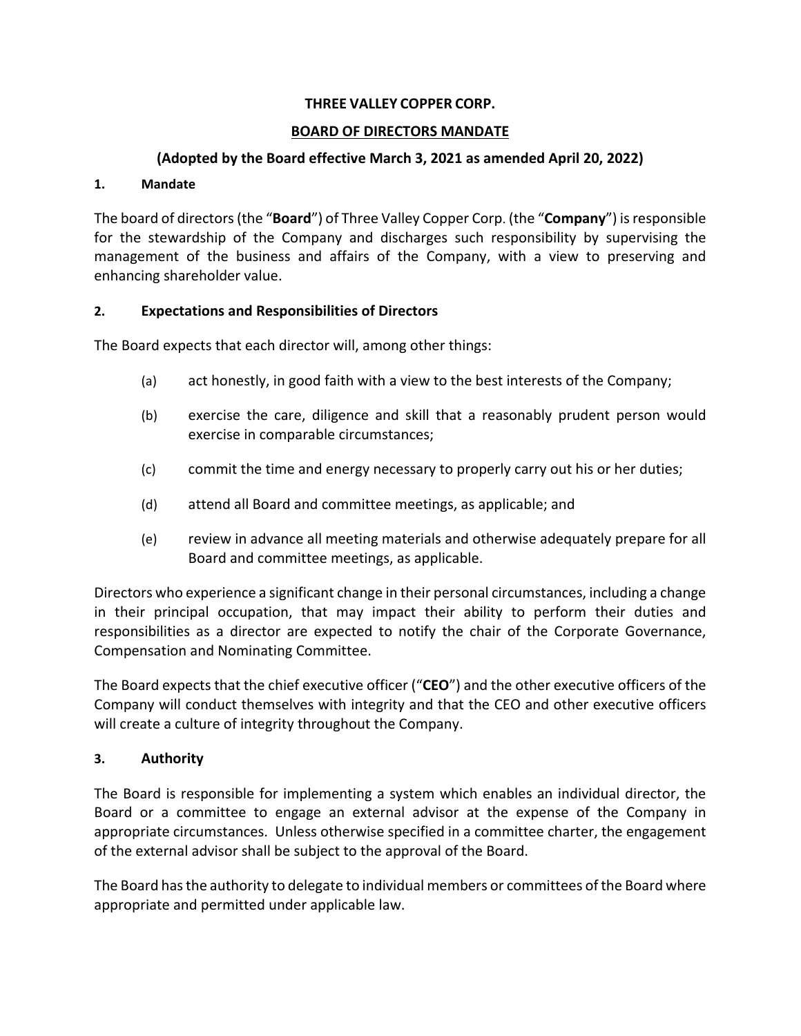**THREE VALLEY COPPER CORP.**

**BOARD OF DIRECTORS MANDATE**

**(Adopted by the Board effective March 3, 2021 as amended April 20, 2022)**

## 1. Mandate

The board of directors (the "**Board**") of Three Valley Copper Corp. (the "**Company**") is responsible for the stewardship of the Company and discharges such responsibility by supervising the management of the business and affairs of the Company, with a view to preserving and enhancing shareholder value.

## 2. Expectations and Responsibilities of Directors

The Board expects that each director will, among other things:

(a) act honestly, in good faith with a view to the best interests of the Company;

(b) exercise the care, diligence and skill that a reasonably prudent person would exercise in comparable circumstances;

(c) commit the time and energy necessary to properly carry out his or her duties;

(d) attend all Board and committee meetings, as applicable; and

(e) review in advance all meeting materials and otherwise adequately prepare for all Board and committee meetings, as applicable.

Directors who experience a significant change in their personal circumstances, including a change in their principal occupation, that may impact their ability to perform their duties and responsibilities as a director are expected to notify the chair of the Corporate Governance, Compensation and Nominating Committee.

The Board expects that the chief executive officer ("**CEO**") and the other executive officers of the Company will conduct themselves with integrity and that the CEO and other executive officers will create a culture of integrity throughout the Company.

## 3. Authority

The Board is responsible for implementing a system which enables an individual director, the Board or a committee to engage an external advisor at the expense of the Company in appropriate circumstances. Unless otherwise specified in a committee charter, the engagement of the external advisor shall be subject to the approval of the Board.

The Board has the authority to delegate to individual members or committees of the Board where appropriate and permitted under applicable law.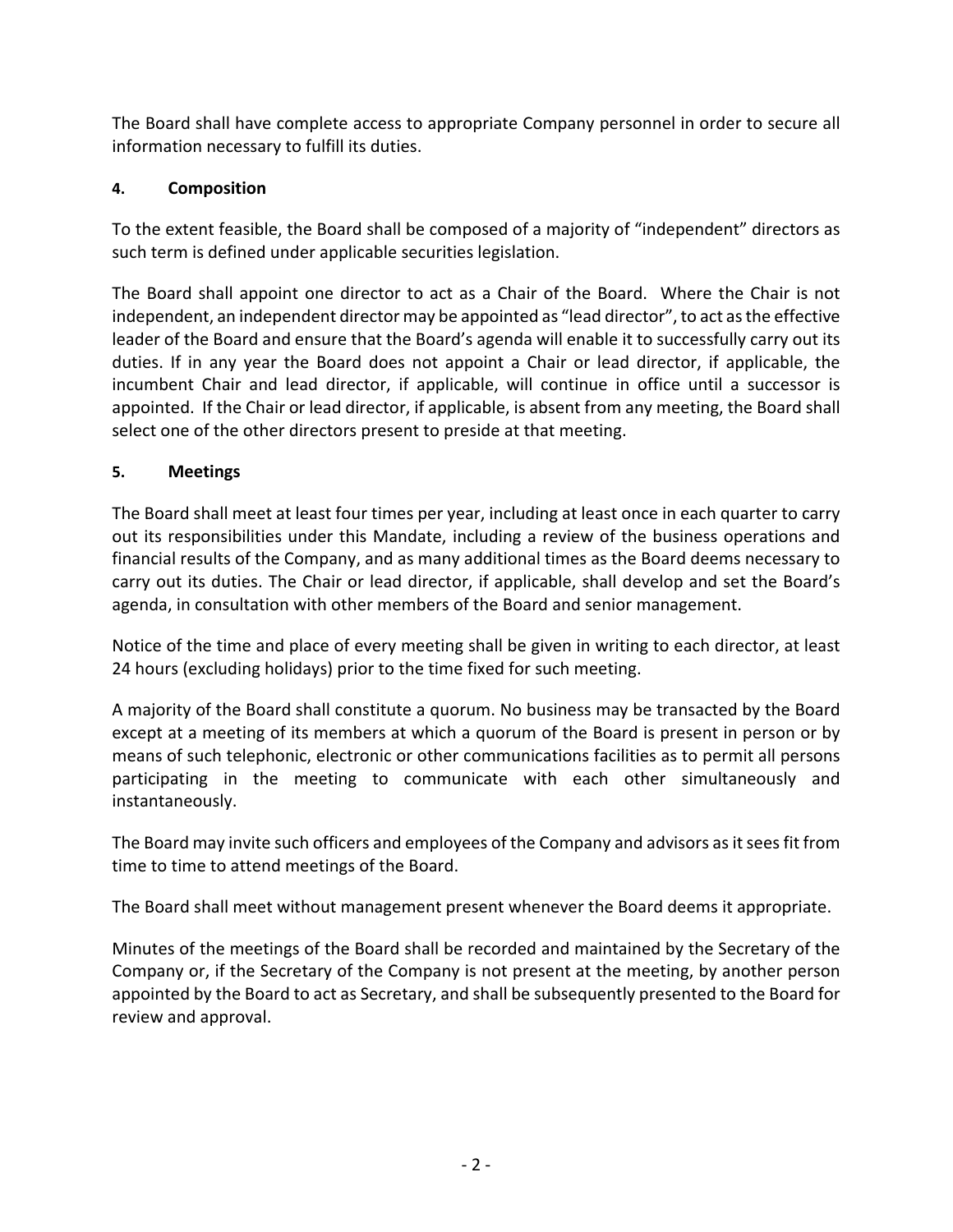The Board shall have complete access to appropriate Company personnel in order to secure all information necessary to fulfill its duties.

## 4. Composition

To the extent feasible, the Board shall be composed of a majority of "independent" directors as such term is defined under applicable securities legislation.

The Board shall appoint one director to act as a Chair of the Board. Where the Chair is not independent, an independent director may be appointed as "lead director", to act as the effective leader of the Board and ensure that the Board's agenda will enable it to successfully carry out its duties. If in any year the Board does not appoint a Chair or lead director, if applicable, the incumbent Chair and lead director, if applicable, will continue in office until a successor is appointed. If the Chair or lead director, if applicable, is absent from any meeting, the Board shall select one of the other directors present to preside at that meeting.

## 5. Meetings

The Board shall meet at least four times per year, including at least once in each quarter to carry out its responsibilities under this Mandate, including a review of the business operations and financial results of the Company, and as many additional times as the Board deems necessary to carry out its duties. The Chair or lead director, if applicable, shall develop and set the Board's agenda, in consultation with other members of the Board and senior management.

Notice of the time and place of every meeting shall be given in writing to each director, at least 24 hours (excluding holidays) prior to the time fixed for such meeting.

A majority of the Board shall constitute a quorum. No business may be transacted by the Board except at a meeting of its members at which a quorum of the Board is present in person or by means of such telephonic, electronic or other communications facilities as to permit all persons participating in the meeting to communicate with each other simultaneously and instantaneously.

The Board may invite such officers and employees of the Company and advisors as it sees fit from time to time to attend meetings of the Board.

The Board shall meet without management present whenever the Board deems it appropriate.

Minutes of the meetings of the Board shall be recorded and maintained by the Secretary of the Company or, if the Secretary of the Company is not present at the meeting, by another person appointed by the Board to act as Secretary, and shall be subsequently presented to the Board for review and approval.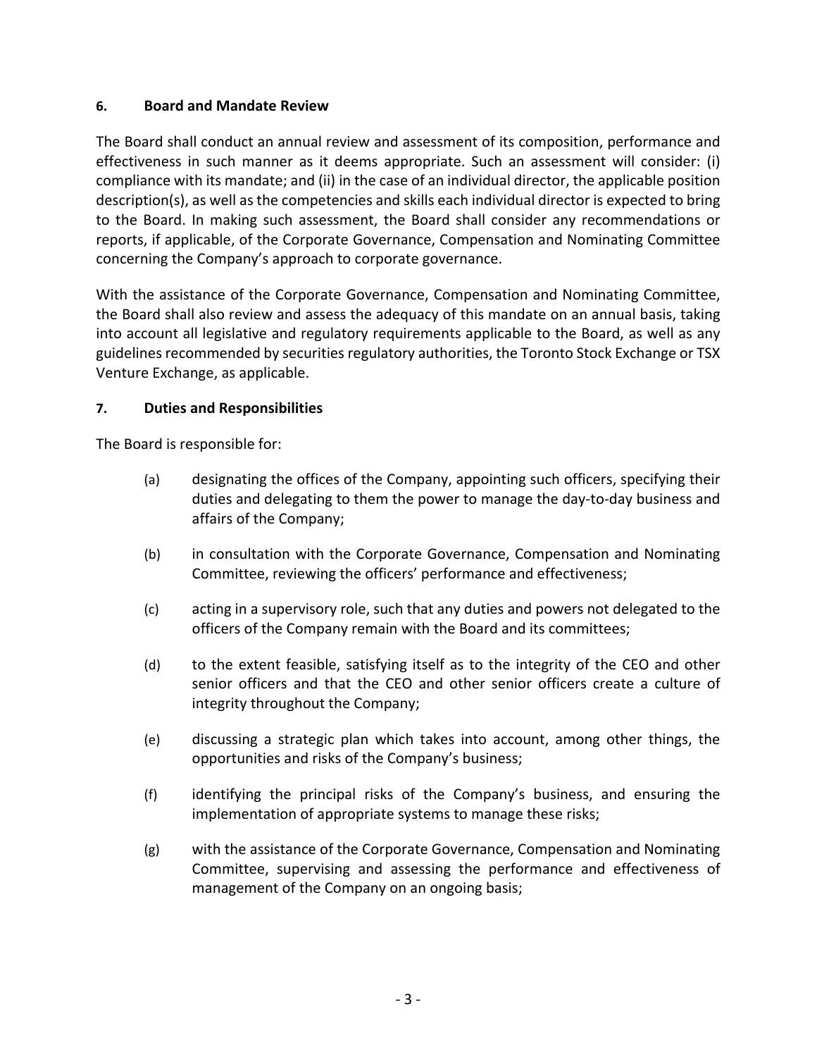### 6. Board and Mandate Review

The Board shall conduct an annual review and assessment of its composition, performance and effectiveness in such manner as it deems appropriate. Such an assessment will consider: (i) compliance with its mandate; and (ii) in the case of an individual director, the applicable position description(s), as well as the competencies and skills each individual director is expected to bring to the Board. In making such assessment, the Board shall consider any recommendations or reports, if applicable, of the Corporate Governance, Compensation and Nominating Committee concerning the Company's approach to corporate governance.

With the assistance of the Corporate Governance, Compensation and Nominating Committee, the Board shall also review and assess the adequacy of this mandate on an annual basis, taking into account all legislative and regulatory requirements applicable to the Board, as well as any guidelines recommended by securities regulatory authorities, the Toronto Stock Exchange or TSX Venture Exchange, as applicable.

### 7. Duties and Responsibilities

The Board is responsible for:

(a) designating the offices of the Company, appointing such officers, specifying their duties and delegating to them the power to manage the day-to-day business and affairs of the Company;

(b) in consultation with the Corporate Governance, Compensation and Nominating Committee, reviewing the officers' performance and effectiveness;

(c) acting in a supervisory role, such that any duties and powers not delegated to the officers of the Company remain with the Board and its committees;

(d) to the extent feasible, satisfying itself as to the integrity of the CEO and other senior officers and that the CEO and other senior officers create a culture of integrity throughout the Company;

(e) discussing a strategic plan which takes into account, among other things, the opportunities and risks of the Company's business;

(f) identifying the principal risks of the Company's business, and ensuring the implementation of appropriate systems to manage these risks;

(g) with the assistance of the Corporate Governance, Compensation and Nominating Committee, supervising and assessing the performance and effectiveness of management of the Company on an ongoing basis;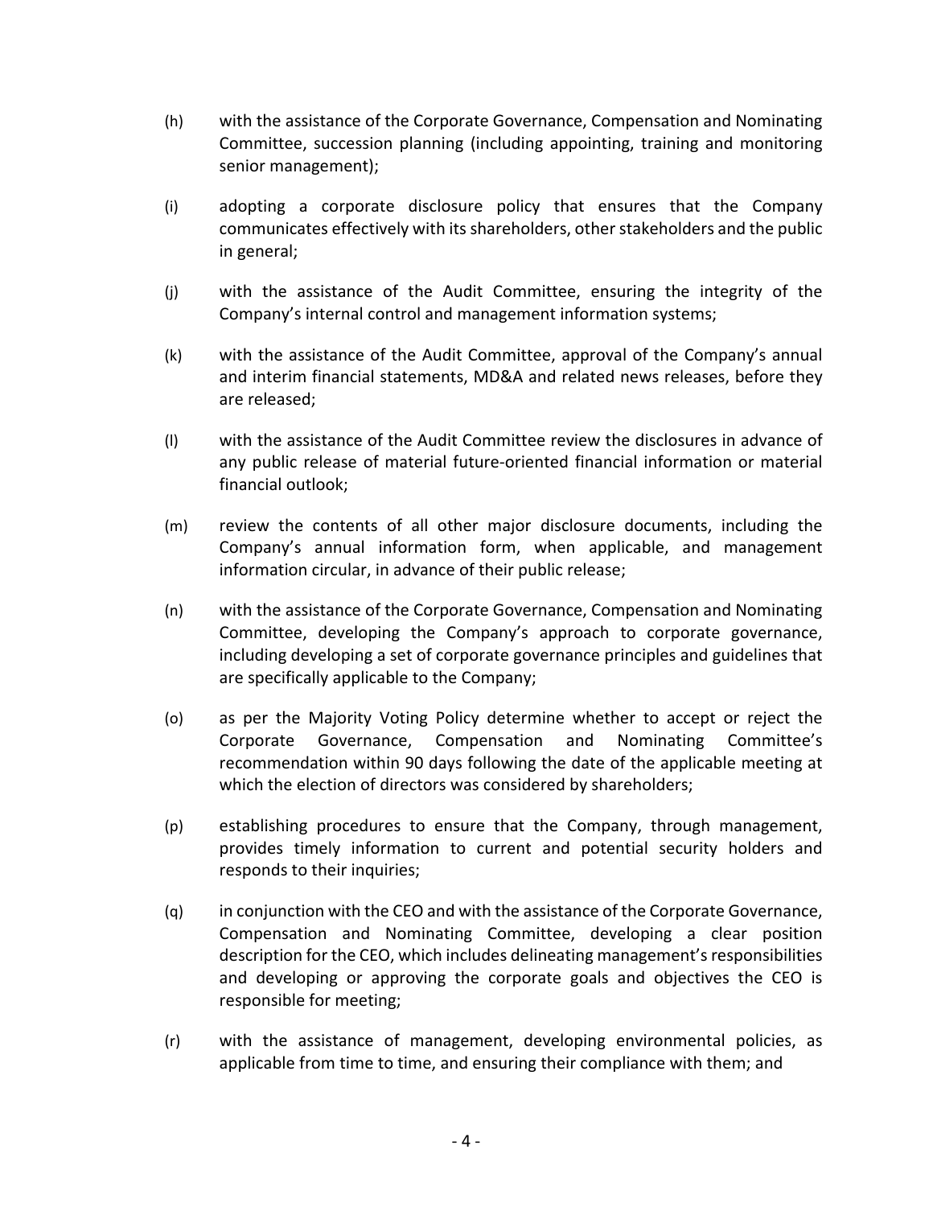(h) with the assistance of the Corporate Governance, Compensation and Nominating Committee, succession planning (including appointing, training and monitoring senior management);

(i) adopting a corporate disclosure policy that ensures that the Company communicates effectively with its shareholders, other stakeholders and the public in general;

(j) with the assistance of the Audit Committee, ensuring the integrity of the Company's internal control and management information systems;

(k) with the assistance of the Audit Committee, approval of the Company's annual and interim financial statements, MD&A and related news releases, before they are released;

(l) with the assistance of the Audit Committee review the disclosures in advance of any public release of material future-oriented financial information or material financial outlook;

(m) review the contents of all other major disclosure documents, including the Company's annual information form, when applicable, and management information circular, in advance of their public release;

(n) with the assistance of the Corporate Governance, Compensation and Nominating Committee, developing the Company's approach to corporate governance, including developing a set of corporate governance principles and guidelines that are specifically applicable to the Company;

(o) as per the Majority Voting Policy determine whether to accept or reject the Corporate Governance, Compensation and Nominating Committee's recommendation within 90 days following the date of the applicable meeting at which the election of directors was considered by shareholders;

(p) establishing procedures to ensure that the Company, through management, provides timely information to current and potential security holders and responds to their inquiries;

(q) in conjunction with the CEO and with the assistance of the Corporate Governance, Compensation and Nominating Committee, developing a clear position description for the CEO, which includes delineating management's responsibilities and developing or approving the corporate goals and objectives the CEO is responsible for meeting;

(r) with the assistance of management, developing environmental policies, as applicable from time to time, and ensuring their compliance with them; and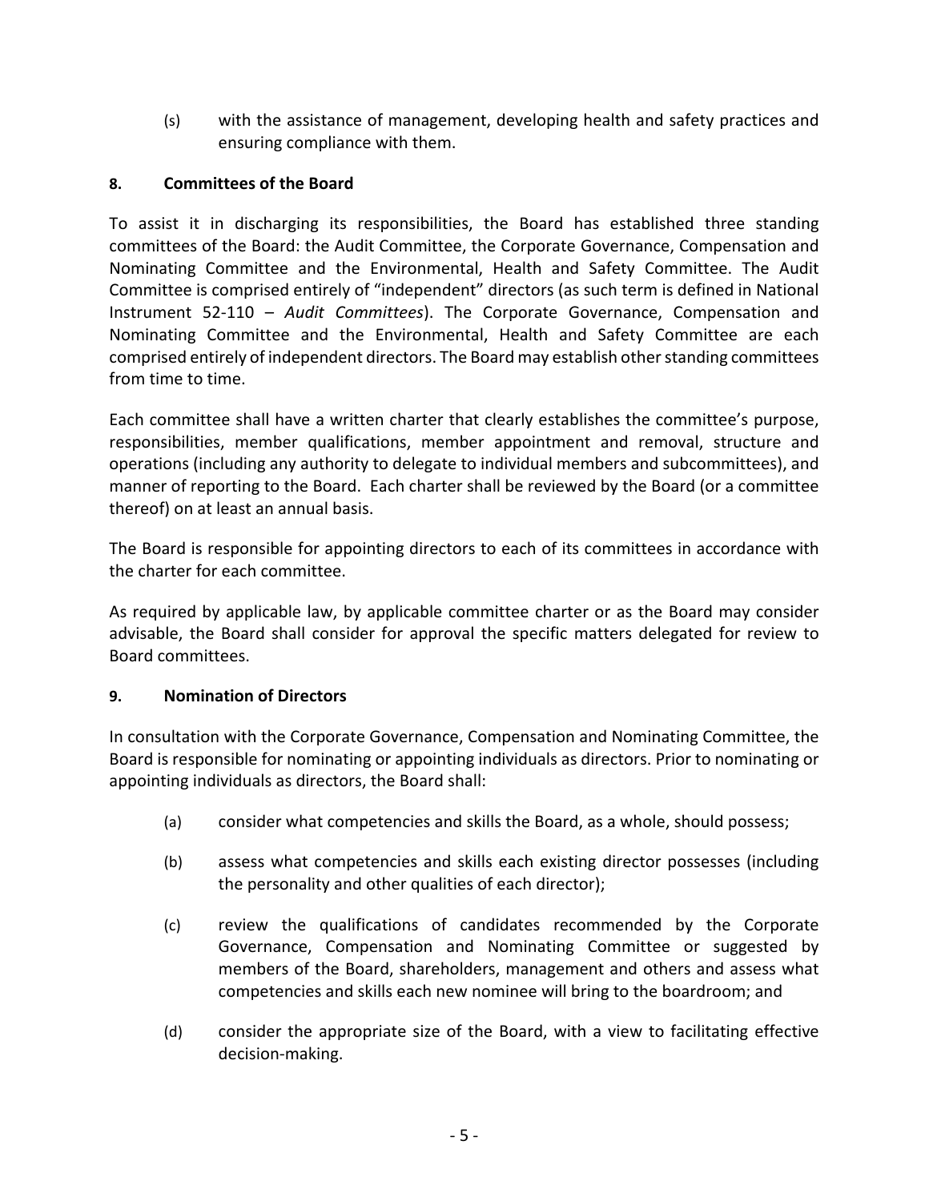(s) with the assistance of management, developing health and safety practices and ensuring compliance with them.

## 8. Committees of the Board

To assist it in discharging its responsibilities, the Board has established three standing committees of the Board: the Audit Committee, the Corporate Governance, Compensation and Nominating Committee and the Environmental, Health and Safety Committee. The Audit Committee is comprised entirely of "independent" directors (as such term is defined in National Instrument 52-110 – *Audit Committees*). The Corporate Governance, Compensation and Nominating Committee and the Environmental, Health and Safety Committee are each comprised entirely of independent directors. The Board may establish other standing committees from time to time.

Each committee shall have a written charter that clearly establishes the committee's purpose, responsibilities, member qualifications, member appointment and removal, structure and operations (including any authority to delegate to individual members and subcommittees), and manner of reporting to the Board. Each charter shall be reviewed by the Board (or a committee thereof) on at least an annual basis.

The Board is responsible for appointing directors to each of its committees in accordance with the charter for each committee.

As required by applicable law, by applicable committee charter or as the Board may consider advisable, the Board shall consider for approval the specific matters delegated for review to Board committees.

## 9. Nomination of Directors

In consultation with the Corporate Governance, Compensation and Nominating Committee, the Board is responsible for nominating or appointing individuals as directors. Prior to nominating or appointing individuals as directors, the Board shall:

(a) consider what competencies and skills the Board, as a whole, should possess;

(b) assess what competencies and skills each existing director possesses (including the personality and other qualities of each director);

(c) review the qualifications of candidates recommended by the Corporate Governance, Compensation and Nominating Committee or suggested by members of the Board, shareholders, management and others and assess what competencies and skills each new nominee will bring to the boardroom; and

(d) consider the appropriate size of the Board, with a view to facilitating effective decision-making.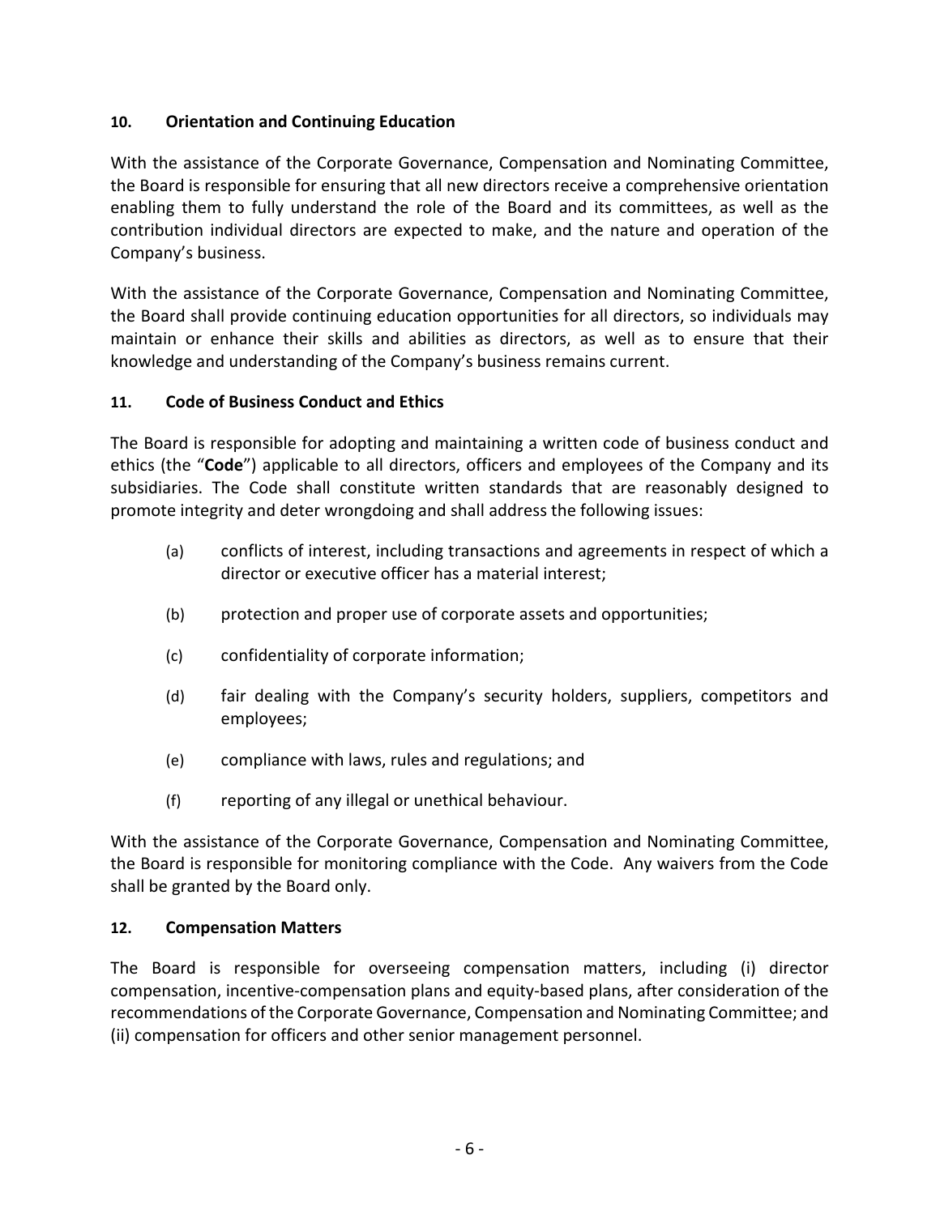## 10. Orientation and Continuing Education

With the assistance of the Corporate Governance, Compensation and Nominating Committee, the Board is responsible for ensuring that all new directors receive a comprehensive orientation enabling them to fully understand the role of the Board and its committees, as well as the contribution individual directors are expected to make, and the nature and operation of the Company's business.

With the assistance of the Corporate Governance, Compensation and Nominating Committee, the Board shall provide continuing education opportunities for all directors, so individuals may maintain or enhance their skills and abilities as directors, as well as to ensure that their knowledge and understanding of the Company's business remains current.

## 11. Code of Business Conduct and Ethics

The Board is responsible for adopting and maintaining a written code of business conduct and ethics (the "**Code**") applicable to all directors, officers and employees of the Company and its subsidiaries. The Code shall constitute written standards that are reasonably designed to promote integrity and deter wrongdoing and shall address the following issues:

(a) conflicts of interest, including transactions and agreements in respect of which a director or executive officer has a material interest;

(b) protection and proper use of corporate assets and opportunities;

(c) confidentiality of corporate information;

(d) fair dealing with the Company's security holders, suppliers, competitors and employees;

(e) compliance with laws, rules and regulations; and

(f) reporting of any illegal or unethical behaviour.

With the assistance of the Corporate Governance, Compensation and Nominating Committee, the Board is responsible for monitoring compliance with the Code. Any waivers from the Code shall be granted by the Board only.

## 12. Compensation Matters

The Board is responsible for overseeing compensation matters, including (i) director compensation, incentive-compensation plans and equity-based plans, after consideration of the recommendations of the Corporate Governance, Compensation and Nominating Committee; and (ii) compensation for officers and other senior management personnel.